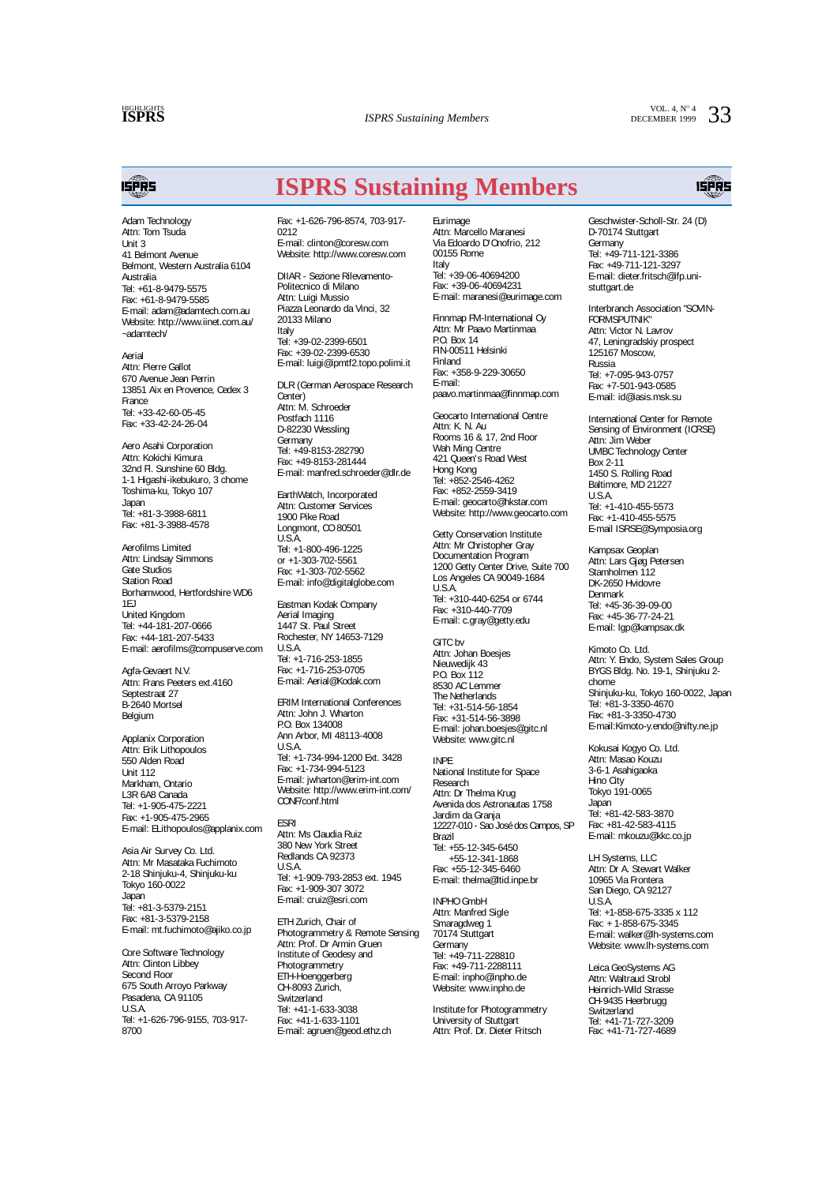# ISPRS Sustaining Members

Adam Technology
Attn: Tom Tsuda
Unit 3
41 Belmont Avenue
Belmont, Western Australia 6104
Australia
Tel: +61-8-9479-5575
Fax: +61-8-9479-5585
E-mail: adam@adamtech.com.au
Website: http://www.iinet.com.au/~adamtech/

Aerial
Attn: Pierre Gallot
670 Avenue Jean Perrin
13851 Aix en Provence, Cedex 3
France
Tel: +33-42-60-05-45
Fax: +33-42-24-26-04

Aero Asahi Corporation
Attn: Kokichi Kimura
32nd Fl. Sunshine 60 Bldg.
1-1 Higashi-ikebukuro, 3 chome
Toshima-ku, Tokyo 107
Japan
Tel: +81-3-3988-6811
Fax: +81-3-3988-4578

Aerofilms Limited
Attn: Lindsay Simmons
Gate Studios
Station Road
Borhamwood, Hertfordshire WD6 1EJ
United Kingdom
Tel: +44-181-207-0666
Fax: +44-181-207-5433
E-mail: aerofilms@compuserve.com

Agfa-Gevaert N.V.
Attn: Frans Peeters ext.4160
Septestraat 27
B-2640 Mortsel
Belgium

Applanix Corporation
Attn: Erik Lithopoulos
550 Alden Road
Unit 112
Markham, Ontario
L3R 6A8 Canada
Tel: +1-905-475-2221
Fax: +1-905-475-2965
E-mail: ELithopoulos@applanix.com

Asia Air Survey Co. Ltd.
Attn: Mr Masataka Fuchimoto
2-18 Shinjuku-4, Shinjuku-ku
Tokyo 160-0022
Japan
Tel: +81-3-5379-2151
Fax: +81-3-5379-2158
E-mail: mt.fuchimoto@ajiko.co.jp

Core Software Technology
Attn: Clinton Libbey
Second Floor
675 South Arroyo Parkway
Pasadena, CA 91105
U.S.A.
Tel: +1-626-796-9155, 703-917-8700
Fax: +1-626-796-8574, 703-917-0212
E-mail: clinton@coresw.com
Website: http://www.coresw.com

DIIAR - Sezione Rilevamento-Politecnico di Milano
Attn: Luigi Mussio
Piazza Leonardo da Vinci, 32
20133 Milano
Italy
Tel: +39-02-2399-6501
Fax: +39-02-2399-6530
E-mail: luigi@ipmtf2.topo.polimi.it

DLR (German Aerospace Research Center)
Attn: M. Schroeder
Postfach 1116
D-82230 Wessling
Germany
Tel: +49-8153-282790
Fax: +49-8153-281444
E-mail: manfred.schroeder@dlr.de

EarthWatch, Incorporated
Attn: Customer Services
1900 Pike Road
Longmont, CO 80501
U.S.A.
Tel: +1-800-496-1225
or +1-303-702-5561
Fax: +1-303-702-5562
E-mail: info@digitalglobe.com

Eastman Kodak Company
Aerial Imaging
1447 St. Paul Street
Rochester, NY 14653-7129
U.S.A.
Tel: +1-716-253-1855
Fax: +1-716-253-0705
E-mail: Aerial@Kodak.com

ERIM International Conferences
Attn: John J. Wharton
P.O. Box 134008
Ann Arbor, MI 48113-4008
U.S.A.
Tel: +1-734-994-1200 Ext. 3428
Fax: +1-734-994-5123
E-mail: jwharton@erim-int.com
Website: http://www.erim-int.com/CONF/conf.html

ESRI
Attn: Ms Claudia Ruiz
380 New York Street
Redlands CA 92373
U.S.A.
Tel: +1-909-793-2853 ext. 1945
Fax: +1-909-307 3072
E-mail: cruiz@esri.com

ETH Zurich, Chair of Photogrammetry & Remote Sensing
Attn: Prof. Dr Armin Gruen
Institute of Geodesy and Photogrammetry
ETH-Hoenggerberg
CH-8093 Zurich,
Switzerland
Tel: +41-1-633-3038
Fax: +41-1-633-1101
E-mail: agruen@geod.ethz.ch

Eurimage
Attn: Marcello Maranesi
Via Edoardo D'Onofrio, 212
00155 Rome
Italy
Tel: +39-06-40694200
Fax: +39-06-40694231
E-mail: maranesi@eurimage.com

Finnmap FM-International Oy
Attn: Mr Paavo Martinmaa
P.O. Box 14
FIN-00511 Helsinki
Finland
Fax: +358-9-229-30650
E-mail: paavo.martinmaa@finnmap.com

Geocarto International Centre
Attn: K. N. Au
Rooms 16 & 17, 2nd Floor
Wah Ming Centre
421 Queen's Road West
Hong Kong
Tel: +852-2546-4262
Fax: +852-2559-3419
E-mail: geocarto@hkstar.com
Website: http://www.geocarto.com

Getty Conservation Institute
Attn: Mr Christopher Gray
Documentation Program
1200 Getty Center Drive, Suite 700
Los Angeles CA 90049-1684
U.S.A.
Tel: +310-440-6254 or 6744
Fax: +310-440-7709
E-mail: c.gray@getty.edu

GITC bv
Attn: Johan Boesjes
Nieuwedijk 43
P.O. Box 112
8530 AC Lemmer
The Netherlands
Tel: +31-514-56-1854
Fax: +31-514-56-3898
E-mail: johan.boesjes@gitc.nl
Website: www.gitc.nl

INPE
National Institute for Space Research
Attn: Dr Thelma Krug
Avenida dos Astronautas 1758
Jardim da Granja
12227-010 - Sao José dos Campos, SP
Brazil
Tel: +55-12-345-6450
+55-12-341-1868
Fax: +55-12-345-6460
E-mail: thelma@ltid.inpe.br

INPHO GmbH
Attn: Manfred Sigle
Smaragdweg 1
70174 Stuttgart
Germany
Tel: +49-711-228810
Fax: +49-711-2288111
E-mail: inpho@inpho.de
Website: www.inpho.de

Institute for Photogrammetry
University of Stuttgart
Attn: Prof. Dr. Dieter Fritsch
Geschwister-Scholl-Str. 24 (D)
D-70174 Stuttgart
Germany
Tel: +49-711-121-3386
Fax: +49-711-121-3297
E-mail: dieter.fritsch@ifp.uni-stuttgart.de

Interbranch Association "SOVIN-FORMSPUTNIK"
Attn: Victor N. Lavrov
47, Leningradskiy prospect
125167 Moscow,
Russia
Tel: +7-095-943-0757
Fax: +7-501-943-0585
E-mail: id@iasis.msk.su

International Center for Remote Sensing of Environment (ICRSE)
Attn: Jim Weber
UMBC Technology Center
Box 2-11
1450 S. Rolling Road
Baltimore, MD 21227
U.S.A.
Tel: +1-410-455-5573
Fax: +1-410-455-5575
E-mail ISRSE@Symposia.org

Kampsax Geoplan
Attn: Lars Gjøg Petersen
Stamholmen 112
DK-2650 Hvidovre
Denmark
Tel: +45-36-39-09-00
Fax: +45-36-77-24-21
E-mail: lgp@kampsax.dk

Kimoto Co. Ltd.
Attn: Y. Endo, System Sales Group
BYGS Bldg. No. 19-1, Shinjuku 2-chome
Shinjuku-ku, Tokyo 160-0022, Japan
Tel: +81-3-3350-4670
Fax: +81-3-3350-4730
E-mail:Kimoto-y.endo@nifty.ne.jp

Kokusai Kogyo Co. Ltd.
Attn: Masao Kouzu
3-6-1 Asahigaoka
Hino City
Tokyo 191-0065
Japan
Tel: +81-42-583-3870
Fax: +81-42-583-4115
E-mail: mkouzu@kkc.co.jp

LH Systems, LLC
Attn: Dr A. Stewart Walker
10965 Via Frontera
San Diego, CA 92127
U.S.A.
Tel: +1-858-675-3335 x 112
Fax: + 1-858-675-3345
E-mail: walker@lh-systems.com
Website: www.lh-systems.com

Leica GeoSystems AG
Attn: Waltraud Strobl
Heinrich-Wild Strasse
CH-9435 Heerbrugg
Switzerland
Tel: +41-71-727-3209
Fax: +41-71-727-4689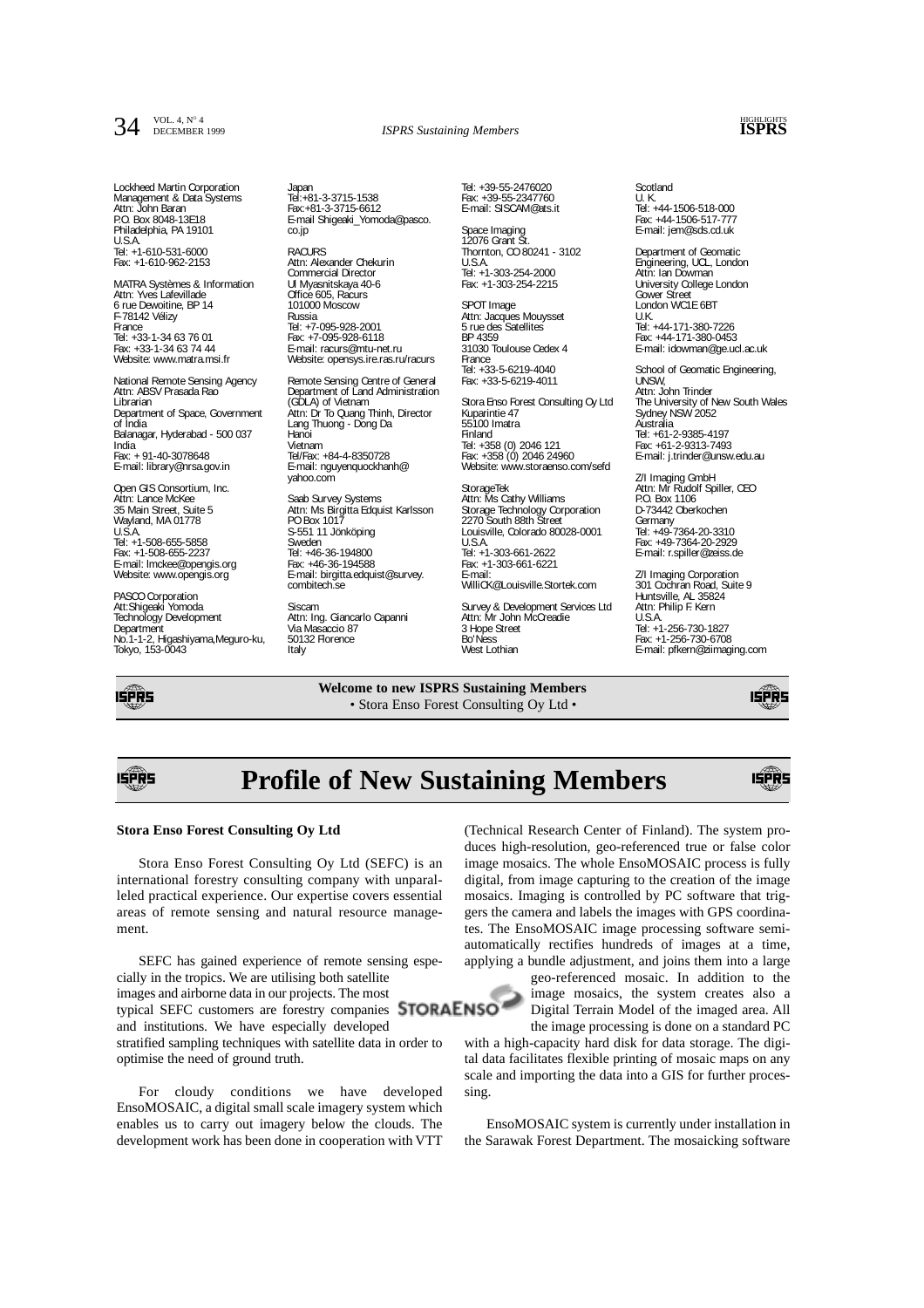Lockheed Martin Corporation
Management & Data Systems
Attn: John Baran
P.O. Box 8048-13E18
Philadelphia, PA 19101
U.S.A.
Tel: +1-610-531-6000
Fax: +1-610-962-2153

MATRA Systèmes & Information
Attn: Yves Lafevillade
6 rue Dewoitine, BP 14
F-78142 Vélizy
France
Tel: +33-1-34 63 76 01
Fax: +33-1-34 63 74 44
Website: www.matra.msi.fr

National Remote Sensing Agency
Attn: ABSV Prasada Rao
Librarian
Department of Space, Government of India
Balanagar, Hyderabad - 500 037
India
Fax: + 91-40-3078648
E-mail: library@nrsa.gov.in

Open GIS Consortium, Inc.
Attn: Lance McKee
35 Main Street, Suite 5
Wayland, MA 01778
U.S.A.
Tel: +1-508-655-5858
Fax: +1-508-655-2237
E-mail: lmckee@opengis.org
Website: www.opengis.org

PASCO Corporation
Att:Shigeaki Yomoda
Technology Development Department
No.1-1-2, Higashiyama,Meguro-ku, Tokyo, 153-0043
Japan
Tel:+81-3-3715-1538
Fax:+81-3-3715-6612
E-mail Shigeaki_Yomoda@pasco.co.jp

RACURS
Attn: Alexander Chekurin
Commercial Director
Ul Myasnitskaya 40-6
Office 605, Racurs
101000 Moscow
Russia
Tel: +7-095-928-2001
Fax: +7-095-928-6118
E-mail: racurs@mtu-net.ru
Website: opensys.ire.ras.ru/racurs

Remote Sensing Centre of General Department of Land Administration (GDLA) of Vietnam
Attn: Dr To Quang Thinh, Director
Lang Thuong - Dong Da
Hanoi
Vietnam
Tel/Fax: +84-4-8350728
E-mail: nguyenquockhanh@yahoo.com

Saab Survey Systems
Attn: Ms Birgitta Edquist Karlsson
PO Box 1017
S-551 11 Jönköping
Sweden
Tel: +46-36-194800
Fax: +46-36-194588
E-mail: birgitta.edquist@survey.combitech.se

Siscam
Attn: Ing. Giancarlo Capanni
Via Masaccio 87
50132 Florence
Italy
Tel: +39-55-2476020
Fax: +39-55-2347760
E-mail: SISCAM@ats.it

Space Imaging
12076 Grant St.
Thornton, CO 80241 - 3102
U.S.A.
Tel: +1-303-254-2000
Fax: +1-303-254-2215

SPOT Image
Attn: Jacques Mouysset
5 rue des Satellites
BP 4359
31030 Toulouse Cedex 4
France
Tel: +33-5-6219-4040
Fax: +33-5-6219-4011

Stora Enso Forest Consulting Oy Ltd
Kuparintie 47
55100 Imatra
Finland
Tel: +358 (0) 2046 121
Fax: +358 (0) 2046 24960
Website: www.storaenso.com/sefd

StorageTek
Attn: Ms Cathy Williams
Storage Technology Corporation
2270 South 88th Street
Louisville, Colorado 80028-0001
U.S.A.
Tel: +1-303-661-2622
Fax: +1-303-661-6221
E-mail: WillICK@Louisville.Stortek.com

Survey & Development Services Ltd
Attn: Mr John McCreadie
3 Hope Street
Bo'Ness
West Lothian
Scotland
U. K.
Tel: +44-1506-518-000
Fax: +44-1506-517-777
E-mail: jem@sds.cd.uk

Department of Geomatic Engineering, UCL, London
Attn: Ian Dowman
University College London
Gower Street
London WC1E 6BT
U.K.
Tel: +44-171-380-7226
Fax: +44-171-380-0453
E-mail: idowman@ge.ucl.ac.uk

School of Geomatic Engineering, UNSW,
Attn: John Trinder
The University of New South Wales
Sydney NSW 2052
Australia
Tel: +61-2-9385-4197
Fax: +61-2-9313-7493
E-mail: j.trinder@unsw.edu.au

Z/I Imaging GmbH
Attn: Mr Rudolf Spiller, CEO
P.O. Box 1106
D-73442 Oberkochen
Germany
Tel: +49-7364-20-3310
Fax: +49-7364-20-2929
E-mail: r.spiller@zeiss.de

Z/I Imaging Corporation
301 Cochran Road, Suite 9
Huntsville, AL 35824
Attn: Philip F. Kern
U.S.A.
Tel: +1-256-730-1827
Fax: +1-256-730-6708
E-mail: pfkern@ziimaging.com

**Welcome to new ISPRS Sustaining Members**
• Stora Enso Forest Consulting Oy Ltd •

# Profile of New Sustaining Members

**Stora Enso Forest Consulting Oy Ltd**

Stora Enso Forest Consulting Oy Ltd (SEFC) is an international forestry consulting company with unparalleled practical experience. Our expertise covers essential areas of remote sensing and natural resource management.

SEFC has gained experience of remote sensing especially in the tropics. We are utilising both satellite images and airborne data in our projects. The most typical SEFC customers are forestry companies and institutions. We have especially developed stratified sampling techniques with satellite data in order to optimise the need of ground truth.

For cloudy conditions we have developed EnsoMOSAIC, a digital small scale imagery system which enables us to carry out imagery below the clouds. The development work has been done in cooperation with VTT (Technical Research Center of Finland). The system produces high-resolution, geo-referenced true or false color image mosaics. The whole EnsoMOSAIC process is fully digital, from image capturing to the creation of the image mosaics. Imaging is controlled by PC software that triggers the camera and labels the images with GPS coordinates. The EnsoMOSAIC image processing software semi-automatically rectifies hundreds of images at a time, applying a bundle adjustment, and joins them into a large geo-referenced mosaic. In addition to the image mosaics, the system creates also a Digital Terrain Model of the imaged area. All the image processing is done on a standard PC with a high-capacity hard disk for data storage. The digital data facilitates flexible printing of mosaic maps on any scale and importing the data into a GIS for further processing.

EnsoMOSAIC system is currently under installation in the Sarawak Forest Department. The mosaicking software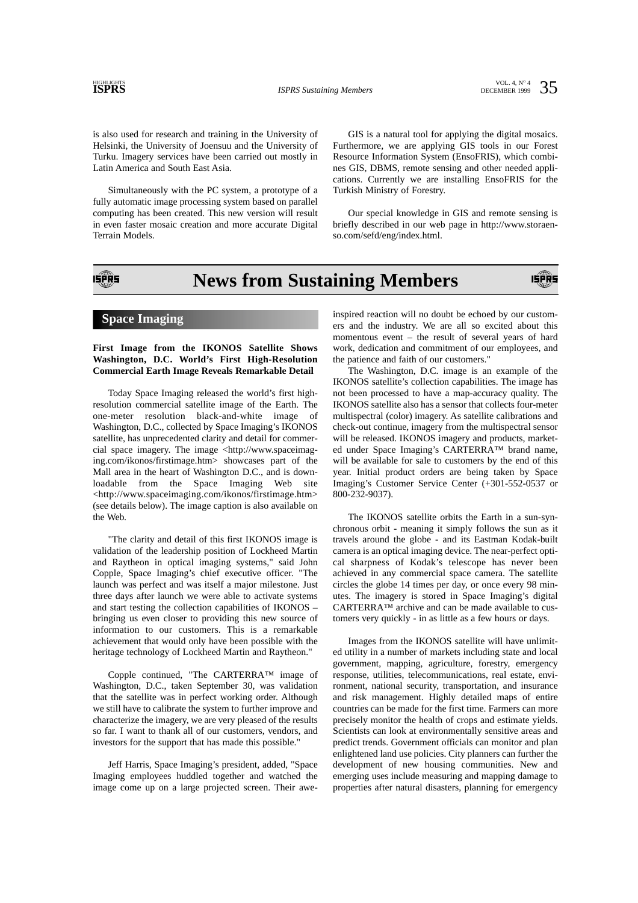is also used for research and training in the University of Helsinki, the University of Joensuu and the University of Turku. Imagery services have been carried out mostly in Latin America and South East Asia.

Simultaneously with the PC system, a prototype of a fully automatic image processing system based on parallel computing has been created. This new version will result in even faster mosaic creation and more accurate Digital Terrain Models.

GIS is a natural tool for applying the digital mosaics. Furthermore, we are applying GIS tools in our Forest Resource Information System (EnsoFRIS), which combines GIS, DBMS, remote sensing and other needed applications. Currently we are installing EnsoFRIS for the Turkish Ministry of Forestry.

Our special knowledge in GIS and remote sensing is briefly described in our web page in http://www.storaenso.com/sefd/eng/index.html.

# News from Sustaining Members

## Space Imaging

**First Image from the IKONOS Satellite Shows Washington, D.C. World's First High-Resolution Commercial Earth Image Reveals Remarkable Detail**

Today Space Imaging released the world's first high-resolution commercial satellite image of the Earth. The one-meter resolution black-and-white image of Washington, D.C., collected by Space Imaging's IKONOS satellite, has unprecedented clarity and detail for commercial space imagery. The image <http://www.spaceimaging.com/ikonos/firstimage.htm> showcases part of the Mall area in the heart of Washington D.C., and is downloadable from the Space Imaging Web site <http://www.spaceimaging.com/ikonos/firstimage.htm> (see details below). The image caption is also available on the Web.

"The clarity and detail of this first IKONOS image is validation of the leadership position of Lockheed Martin and Raytheon in optical imaging systems," said John Copple, Space Imaging's chief executive officer. "The launch was perfect and was itself a major milestone. Just three days after launch we were able to activate systems and start testing the collection capabilities of IKONOS – bringing us even closer to providing this new source of information to our customers. This is a remarkable achievement that would only have been possible with the heritage technology of Lockheed Martin and Raytheon."

Copple continued, "The CARTERRA™ image of Washington, D.C., taken September 30, was validation that the satellite was in perfect working order. Although we still have to calibrate the system to further improve and characterize the imagery, we are very pleased of the results so far. I want to thank all of our customers, vendors, and investors for the support that has made this possible."

Jeff Harris, Space Imaging's president, added, "Space Imaging employees huddled together and watched the image come up on a large projected screen. Their awe-inspired reaction will no doubt be echoed by our customers and the industry. We are all so excited about this momentous event – the result of several years of hard work, dedication and commitment of our employees, and the patience and faith of our customers."

The Washington, D.C. image is an example of the IKONOS satellite's collection capabilities. The image has not been processed to have a map-accuracy quality. The IKONOS satellite also has a sensor that collects four-meter multispectral (color) imagery. As satellite calibrations and check-out continue, imagery from the multispectral sensor will be released. IKONOS imagery and products, marketed under Space Imaging's CARTERRA™ brand name, will be available for sale to customers by the end of this year. Initial product orders are being taken by Space Imaging's Customer Service Center (+301-552-0537 or 800-232-9037).

The IKONOS satellite orbits the Earth in a sun-synchronous orbit - meaning it simply follows the sun as it travels around the globe - and its Eastman Kodak-built camera is an optical imaging device. The near-perfect optical sharpness of Kodak's telescope has never been achieved in any commercial space camera. The satellite circles the globe 14 times per day, or once every 98 minutes. The imagery is stored in Space Imaging's digital CARTERRA™ archive and can be made available to customers very quickly - in as little as a few hours or days.

Images from the IKONOS satellite will have unlimited utility in a number of markets including state and local government, mapping, agriculture, forestry, emergency response, utilities, telecommunications, real estate, environment, national security, transportation, and insurance and risk management. Highly detailed maps of entire countries can be made for the first time. Farmers can more precisely monitor the health of crops and estimate yields. Scientists can look at environmentally sensitive areas and predict trends. Government officials can monitor and plan enlightened land use policies. City planners can further the development of new housing communities. New and emerging uses include measuring and mapping damage to properties after natural disasters, planning for emergency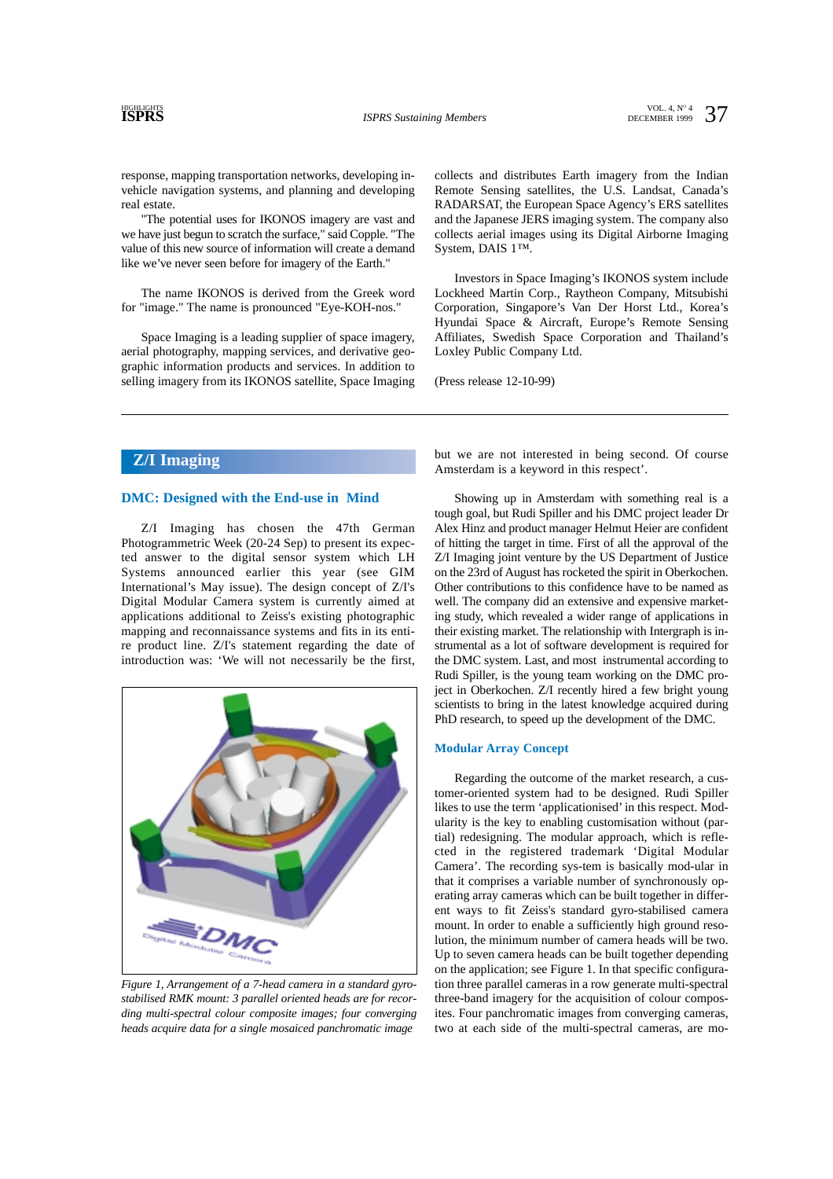response, mapping transportation networks, developing in-vehicle navigation systems, and planning and developing real estate.

"The potential uses for IKONOS imagery are vast and we have just begun to scratch the surface," said Copple. "The value of this new source of information will create a demand like we've never seen before for imagery of the Earth."

The name IKONOS is derived from the Greek word for "image." The name is pronounced "Eye-KOH-nos."

Space Imaging is a leading supplier of space imagery, aerial photography, mapping services, and derivative geographic information products and services. In addition to selling imagery from its IKONOS satellite, Space Imaging collects and distributes Earth imagery from the Indian Remote Sensing satellites, the U.S. Landsat, Canada's RADARSAT, the European Space Agency's ERS satellites and the Japanese JERS imaging system. The company also collects aerial images using its Digital Airborne Imaging System, DAIS 1™.

Investors in Space Imaging's IKONOS system include Lockheed Martin Corp., Raytheon Company, Mitsubishi Corporation, Singapore's Van Der Horst Ltd., Korea's Hyundai Space & Aircraft, Europe's Remote Sensing Affiliates, Swedish Space Corporation and Thailand's Loxley Public Company Ltd.

(Press release 12-10-99)

---

## Z/I Imaging

### DMC: Designed with the End-use in Mind

Z/I Imaging has chosen the 47th German Photogrammetric Week (20-24 Sep) to present its expected answer to the digital sensor system which LH Systems announced earlier this year (see GIM International's May issue). The design concept of Z/I's Digital Modular Camera system is currently aimed at applications additional to Zeiss's existing photographic mapping and reconnaissance systems and fits in its entire product line. Z/I's statement regarding the date of introduction was: 'We will not necessarily be the first, but we are not interested in being second. Of course Amsterdam is a keyword in this respect'.

*Figure 1, Arrangement of a 7-head camera in a standard gyro-stabilised RMK mount: 3 parallel oriented heads are for recording multi-spectral colour composite images; four converging heads acquire data for a single mosaiced panchromatic image*

Showing up in Amsterdam with something real is a tough goal, but Rudi Spiller and his DMC project leader Dr Alex Hinz and product manager Helmut Heier are confident of hitting the target in time. First of all the approval of the Z/I Imaging joint venture by the US Department of Justice on the 23rd of August has rocketed the spirit in Oberkochen. Other contributions to this confidence have to be named as well. The company did an extensive and expensive marketing study, which revealed a wider range of applications in their existing market. The relationship with Intergraph is instrumental as a lot of software development is required for the DMC system. Last, and most instrumental according to Rudi Spiller, is the young team working on the DMC project in Oberkochen. Z/I recently hired a few bright young scientists to bring in the latest knowledge acquired during PhD research, to speed up the development of the DMC.

### Modular Array Concept

Regarding the outcome of the market research, a customer-oriented system had to be designed. Rudi Spiller likes to use the term 'applicationised' in this respect. Modularity is the key to enabling customisation without (partial) redesigning. The modular approach, which is reflected in the registered trademark 'Digital Modular Camera'. The recording system is basically mod-ular in that it comprises a variable number of synchronously operating array cameras which can be built together in different ways to fit Zeiss's standard gyro-stabilised camera mount. In order to enable a sufficiently high ground resolution, the minimum number of camera heads will be two. Up to seven camera heads can be built together depending on the application; see Figure 1. In that specific configuration three parallel cameras in a row generate multi-spectral three-band imagery for the acquisition of colour composites. Four panchromatic images from converging cameras, two at each side of the multi-spectral cameras, are mo-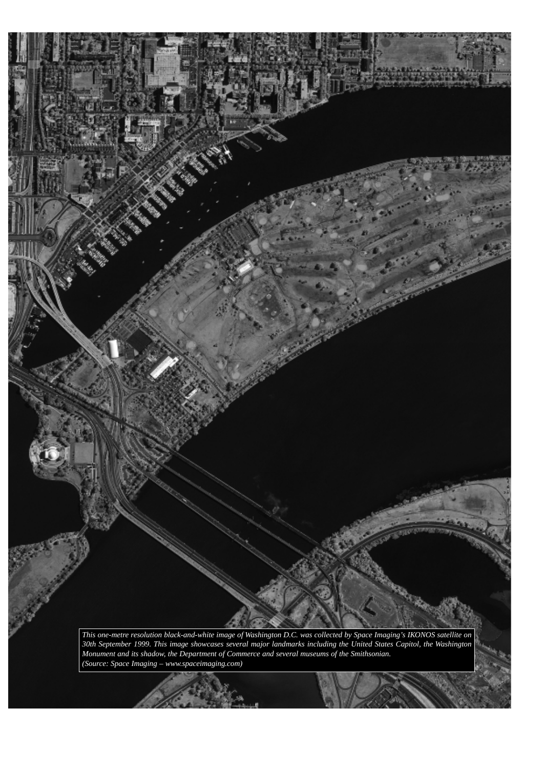*This one-metre resolution black-and-white image of Washington D.C. was collected by Space Imaging's IKONOS satellite on 30th September 1999. This image showcases several major landmarks including the United States Capitol, the Washington Monument and its shadow, the Department of Commerce and several museums of the Smithsonian.*
*(Source: Space Imaging – www.spaceimaging.com)*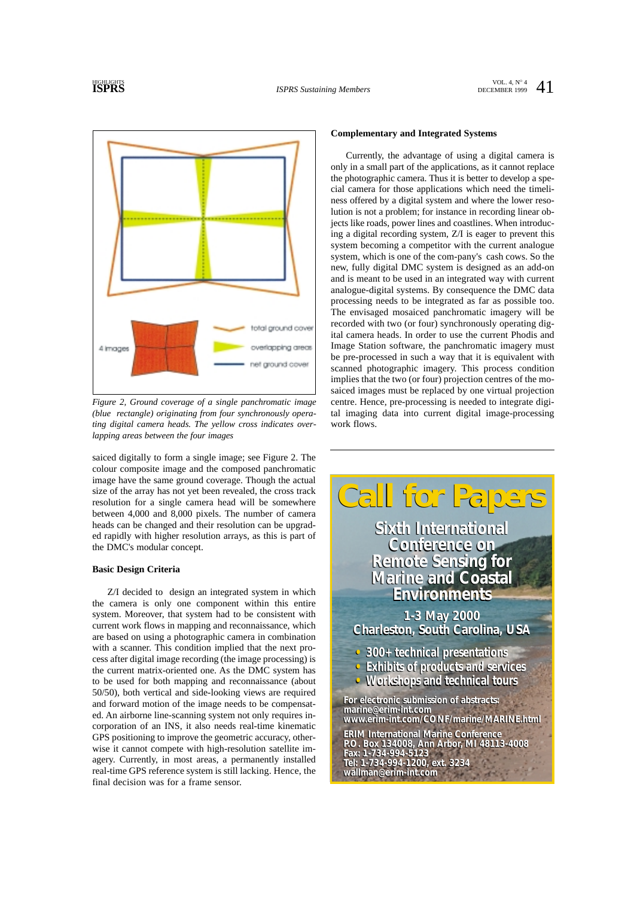*Figure 2, Ground coverage of a single panchromatic image (blue rectangle) originating from four synchronously operating digital camera heads. The yellow cross indicates overlapping areas between the four images*

saiced digitally to form a single image; see Figure 2. The colour composite image and the composed panchromatic image have the same ground coverage. Though the actual size of the array has not yet been revealed, the cross track resolution for a single camera head will be somewhere between 4,000 and 8,000 pixels. The number of camera heads can be changed and their resolution can be upgraded rapidly with higher resolution arrays, as this is part of the DMC's modular concept.

**Basic Design Criteria**

Z/I decided to design an integrated system in which the camera is only one component within this entire system. Moreover, that system had to be consistent with current work flows in mapping and reconnaissance, which are based on using a photographic camera in combination with a scanner. This condition implied that the next process after digital image recording (the image processing) is the current matrix-oriented one. As the DMC system has to be used for both mapping and reconnaissance (about 50/50), both vertical and side-looking views are required and forward motion of the image needs to be compensated. An airborne line-scanning system not only requires incorporation of an INS, it also needs real-time kinematic GPS positioning to improve the geometric accuracy, otherwise it cannot compete with high-resolution satellite imagery. Currently, in most areas, a permanently installed real-time GPS reference system is still lacking. Hence, the final decision was for a frame sensor.

**Complementary and Integrated Systems**

Currently, the advantage of using a digital camera is only in a small part of the applications, as it cannot replace the photographic camera. Thus it is better to develop a special camera for those applications which need the timeliness offered by a digital system and where the lower resolution is not a problem; for instance in recording linear objects like roads, power lines and coastlines. When introducing a digital recording system, Z/I is eager to prevent this system becoming a competitor with the current analogue system, which is one of the com-pany's cash cows. So the new, fully digital DMC system is designed as an add-on and is meant to be used in an integrated way with current analogue-digital systems. By consequence the DMC data processing needs to be integrated as far as possible too. The envisaged mosaiced panchromatic imagery will be recorded with two (or four) synchronously operating digital camera heads. In order to use the current Phodis and Image Station software, the panchromatic imagery must be pre-processed in such a way that it is equivalent with scanned photographic imagery. This process condition implies that the two (or four) projection centres of the mosaiced images must be replaced by one virtual projection centre. Hence, pre-processing is needed to integrate digital imaging data into current digital image-processing work flows.

---

# Call for Papers

## Sixth International Conference on Remote Sensing for Marine and Coastal Environments

**1-3 May 2000**
**Charleston, South Carolina, USA**

- 300+ technical presentations
- Exhibits of products and services
- Workshops and technical tours

For electronic submission of abstracts:
marine@erim-int.com
www.erim-int.com/CONF/marine/MARINE.html

ERIM International Marine Conference
P.O. Box 134008, Ann Arbor, MI 48113-4008
Fax: 1-734-994-5123
Tel: 1-734-994-1200, ext. 3234
wallman@erim-int.com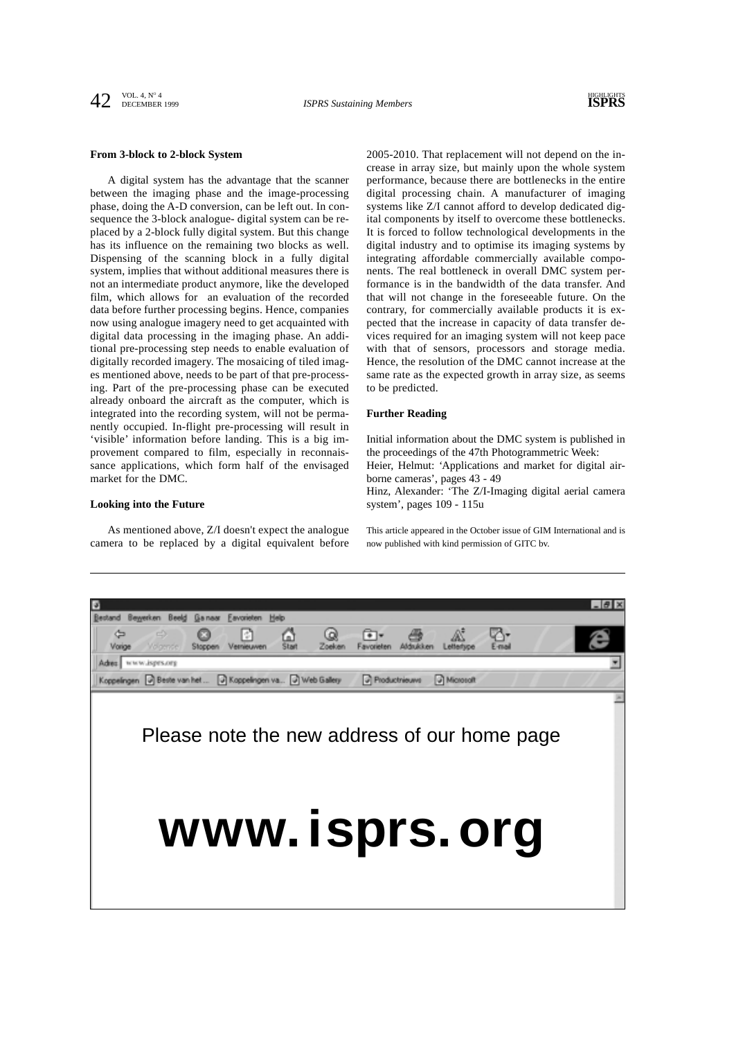### From 3-block to 2-block System

A digital system has the advantage that the scanner between the imaging phase and the image-processing phase, doing the A-D conversion, can be left out. In consequence the 3-block analogue- digital system can be replaced by a 2-block fully digital system. But this change has its influence on the remaining two blocks as well. Dispensing of the scanning block in a fully digital system, implies that without additional measures there is not an intermediate product anymore, like the developed film, which allows for an evaluation of the recorded data before further processing begins. Hence, companies now using analogue imagery need to get acquainted with digital data processing in the imaging phase. An additional pre-processing step needs to enable evaluation of digitally recorded imagery. The mosaicing of tiled images mentioned above, needs to be part of that pre-processing. Part of the pre-processing phase can be executed already onboard the aircraft as the computer, which is integrated into the recording system, will not be permanently occupied. In-flight pre-processing will result in 'visible' information before landing. This is a big improvement compared to film, especially in reconnaissance applications, which form half of the envisaged market for the DMC.

### Looking into the Future

As mentioned above, Z/I doesn't expect the analogue camera to be replaced by a digital equivalent before 2005-2010. That replacement will not depend on the increase in array size, but mainly upon the whole system performance, because there are bottlenecks in the entire digital processing chain. A manufacturer of imaging systems like Z/I cannot afford to develop dedicated digital components by itself to overcome these bottlenecks. It is forced to follow technological developments in the digital industry and to optimise its imaging systems by integrating affordable commercially available components. The real bottleneck in overall DMC system performance is in the bandwidth of the data transfer. And that will not change in the foreseeable future. On the contrary, for commercially available products it is expected that the increase in capacity of data transfer devices required for an imaging system will not keep pace with that of sensors, processors and storage media. Hence, the resolution of the DMC cannot increase at the same rate as the expected growth in array size, as seems to be predicted.

### Further Reading

Initial information about the DMC system is published in the proceedings of the 47th Photogrammetric Week:
Heier, Helmut: 'Applications and market for digital airborne cameras', pages 43 - 49
Hinz, Alexander: 'The Z/I-Imaging digital aerial camera system', pages 109 - 115u

This article appeared in the October issue of GIM International and is now published with kind permission of GITC bv.

Please note the new address of our home page

**www.isprs.org**